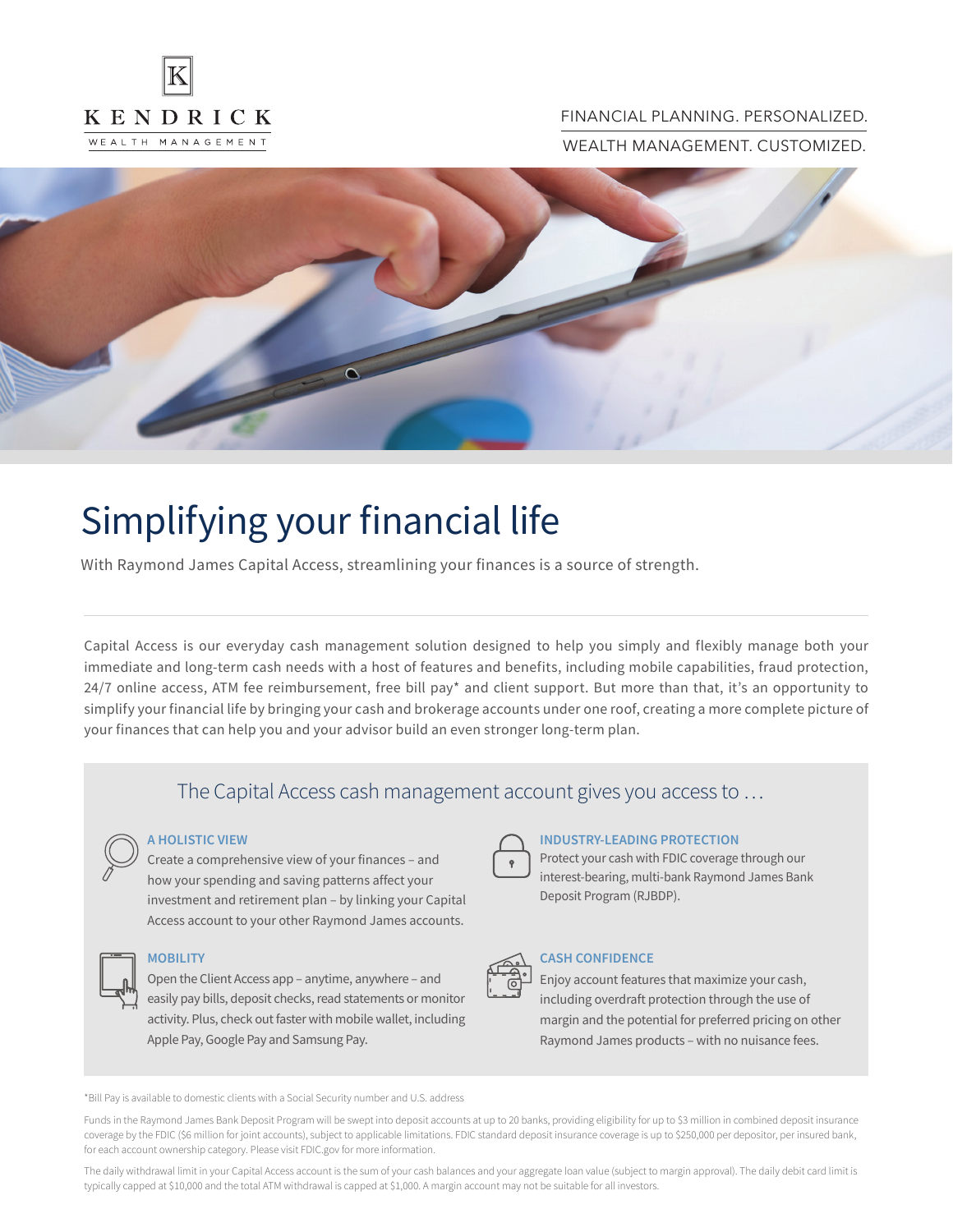KENDRICK

WEALTH MANAGEMENT

FINANCIAL PLANNING. PERSONALIZED.

WEALTH MANAGEMENT. CUSTOMIZED.

# Simplifying your financial life

With Raymond James Capital Access, streamlining your finances is a source of strength.

Capital Access is our everyday cash management solution designed to help you simply and flexibly manage both your immediate and long-term cash needs with a host of features and benefits, including mobile capabilities, fraud protection, 24/7 online access, ATM fee reimbursement, free bill pay* and client support. But more than that, it's an opportunity to simplify your financial life by bringing your cash and brokerage accounts under one roof, creating a more complete picture of your finances that can help you and your advisor build an even stronger long-term plan.

## The Capital Access cash management account gives you access to …

**A HOLISTIC VIEW**

Create a comprehensive view of your finances – and how your spending and saving patterns affect your investment and retirement plan – by linking your Capital Access account to your other Raymond James accounts.

**MOBILITY**

Open the Client Access app – anytime, anywhere – and easily pay bills, deposit checks, read statements or monitor activity. Plus, check out faster with mobile wallet, including Apple Pay, Google Pay and Samsung Pay.

**INDUSTRY-LEADING PROTECTION**

Protect your cash with FDIC coverage through our interest-bearing, multi-bank Raymond James Bank Deposit Program (RJBDP).

**CASH CONFIDENCE**

Enjoy account features that maximize your cash, including overdraft protection through the use of margin and the potential for preferred pricing on other Raymond James products – with no nuisance fees.

*Bill Pay is available to domestic clients with a Social Security number and U.S. address

Funds in the Raymond James Bank Deposit Program will be swept into deposit accounts at up to 20 banks, providing eligibility for up to $3 million in combined deposit insurance coverage by the FDIC ($6 million for joint accounts), subject to applicable limitations. FDIC standard deposit insurance coverage is up to $250,000 per depositor, per insured bank, for each account ownership category. Please visit FDIC.gov for more information.

The daily withdrawal limit in your Capital Access account is the sum of your cash balances and your aggregate loan value (subject to margin approval). The daily debit card limit is typically capped at $10,000 and the total ATM withdrawal is capped at $1,000. A margin account may not be suitable for all investors.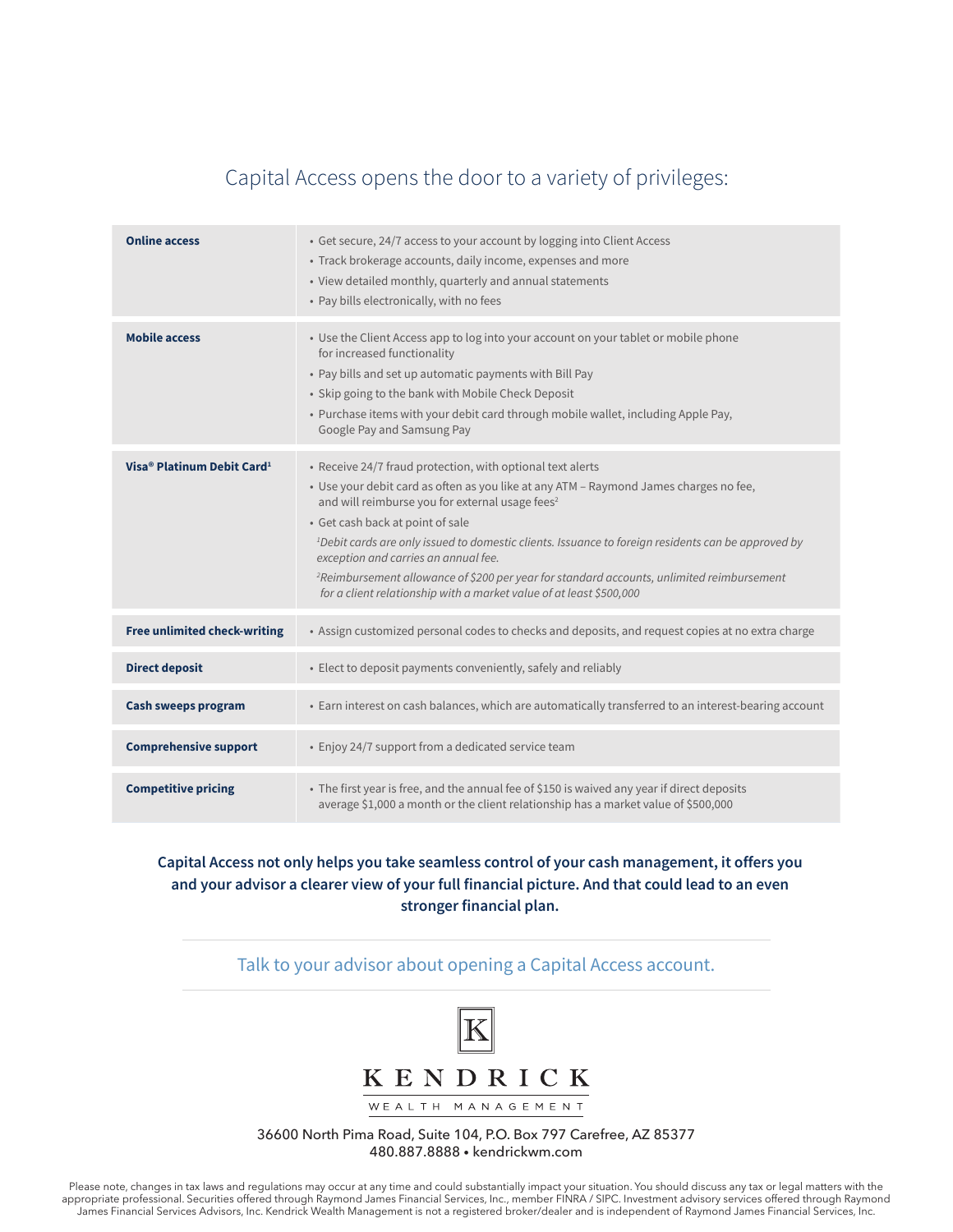## Capital Access opens the door to a variety of privileges:

| | |
|---|---|
| **Online access** | • Get secure, 24/7 access to your account by logging into Client Access<br>• Track brokerage accounts, daily income, expenses and more<br>• View detailed monthly, quarterly and annual statements<br>• Pay bills electronically, with no fees |
| **Mobile access** | • Use the Client Access app to log into your account on your tablet or mobile phone for increased functionality<br>• Pay bills and set up automatic payments with Bill Pay<br>• Skip going to the bank with Mobile Check Deposit<br>• Purchase items with your debit card through mobile wallet, including Apple Pay, Google Pay and Samsung Pay |
| **Visa® Platinum Debit Card[1]** | • Receive 24/7 fraud protection, with optional text alerts<br>• Use your debit card as often as you like at any ATM – Raymond James charges no fee, and will reimburse you for external usage fees[2]<br>• Get cash back at point of sale<br>*[1]Debit cards are only issued to domestic clients. Issuance to foreign residents can be approved by exception and carries an annual fee.*<br>*[2]Reimbursement allowance of $200 per year for standard accounts, unlimited reimbursement for a client relationship with a market value of at least $500,000* |
| **Free unlimited check-writing** | • Assign customized personal codes to checks and deposits, and request copies at no extra charge |
| **Direct deposit** | • Elect to deposit payments conveniently, safely and reliably |
| **Cash sweeps program** | • Earn interest on cash balances, which are automatically transferred to an interest-bearing account |
| **Comprehensive support** | • Enjoy 24/7 support from a dedicated service team |
| **Competitive pricing** | • The first year is free, and the annual fee of $150 is waived any year if direct deposits average $1,000 a month or the client relationship has a market value of $500,000 |

**Capital Access not only helps you take seamless control of your cash management, it offers you and your advisor a clearer view of your full financial picture. And that could lead to an even stronger financial plan.**

Talk to your advisor about opening a Capital Access account.

K

KENDRICK

WEALTH MANAGEMENT

36600 North Pima Road, Suite 104, P.O. Box 797 Carefree, AZ 85377
480.887.8888 • kendrickwm.com

Please note, changes in tax laws and regulations may occur at any time and could substantially impact your situation. You should discuss any tax or legal matters with the appropriate professional. Securities offered through Raymond James Financial Services, Inc., member FINRA / SIPC. Investment advisory services offered through Raymond James Financial Services Advisors, Inc. Kendrick Wealth Management is not a registered broker/dealer and is independent of Raymond James Financial Services, Inc.